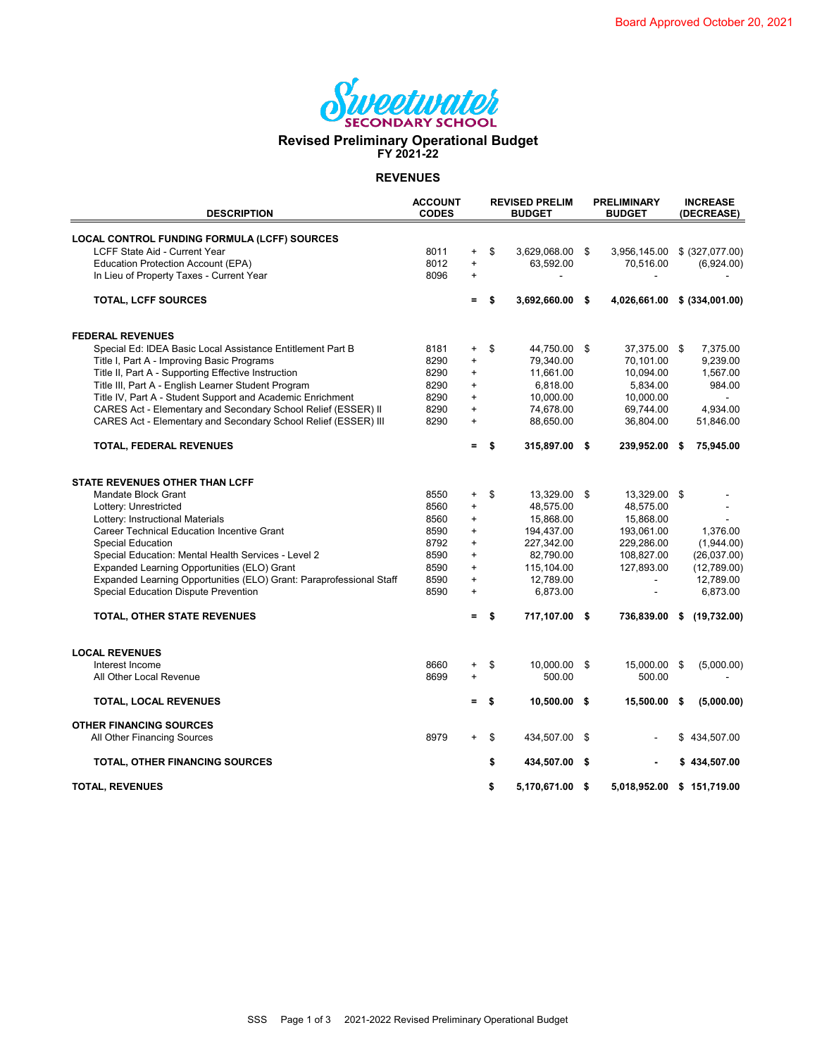Board Approved October 20, 2021

# Sweetwater Secondary School

## Revised Preliminary Operational Budget
### FY 2021-22

### REVENUES

| DESCRIPTION | ACCOUNT CODES | | REVISED PRELIM BUDGET | PRELIMINARY BUDGET | INCREASE (DECREASE) |
|---|---|---|---|---|---|
| **LOCAL CONTROL FUNDING FORMULA (LCFF) SOURCES** | | | | | |
| LCFF State Aid - Current Year | 8011 | + | $ 3,629,068.00 | $ 3,956,145.00 | $ (327,077.00) |
| Education Protection Account (EPA) | 8012 | + | 63,592.00 | 70,516.00 | (6,924.00) |
| In Lieu of Property Taxes - Current Year | 8096 | + | - | - | - |
| **TOTAL, LCFF SOURCES** | | = | **$ 3,692,660.00** | **$ 4,026,661.00** | **$ (334,001.00)** |
| **FEDERAL REVENUES** | | | | | |
| Special Ed: IDEA Basic Local Assistance Entitlement Part B | 8181 | + | $ 44,750.00 | $ 37,375.00 | $ 7,375.00 |
| Title I, Part A - Improving Basic Programs | 8290 | + | 79,340.00 | 70,101.00 | 9,239.00 |
| Title II, Part A - Supporting Effective Instruction | 8290 | + | 11,661.00 | 10,094.00 | 1,567.00 |
| Title III, Part A - English Learner Student Program | 8290 | + | 6,818.00 | 5,834.00 | 984.00 |
| Title IV, Part A - Student Support and Academic Enrichment | 8290 | + | 10,000.00 | 10,000.00 | - |
| CARES Act - Elementary and Secondary School Relief (ESSER) II | 8290 | + | 74,678.00 | 69,744.00 | 4,934.00 |
| CARES Act - Elementary and Secondary School Relief (ESSER) III | 8290 | + | 88,650.00 | 36,804.00 | 51,846.00 |
| **TOTAL, FEDERAL REVENUES** | | = | **$ 315,897.00** | **$ 239,952.00** | **$ 75,945.00** |
| **STATE REVENUES OTHER THAN LCFF** | | | | | |
| Mandate Block Grant | 8550 | + | $ 13,329.00 | $ 13,329.00 | $ - |
| Lottery: Unrestricted | 8560 | + | 48,575.00 | 48,575.00 | - |
| Lottery: Instructional Materials | 8560 | + | 15,868.00 | 15,868.00 | - |
| Career Technical Education Incentive Grant | 8590 | + | 194,437.00 | 193,061.00 | 1,376.00 |
| Special Education | 8792 | + | 227,342.00 | 229,286.00 | (1,944.00) |
| Special Education: Mental Health Services - Level 2 | 8590 | + | 82,790.00 | 108,827.00 | (26,037.00) |
| Expanded Learning Opportunities (ELO) Grant | 8590 | + | 115,104.00 | 127,893.00 | (12,789.00) |
| Expanded Learning Opportunities (ELO) Grant: Paraprofessional Staff | 8590 | + | 12,789.00 | - | 12,789.00 |
| Special Education Dispute Prevention | 8590 | + | 6,873.00 | - | 6,873.00 |
| **TOTAL, OTHER STATE REVENUES** | | = | **$ 717,107.00** | **$ 736,839.00** | **$ (19,732.00)** |
| **LOCAL REVENUES** | | | | | |
| Interest Income | 8660 | + | $ 10,000.00 | $ 15,000.00 | $ (5,000.00) |
| All Other Local Revenue | 8699 | + | 500.00 | 500.00 | - |
| **TOTAL, LOCAL REVENUES** | | = | **$ 10,500.00** | **$ 15,500.00** | **$ (5,000.00)** |
| **OTHER FINANCING SOURCES** | | | | | |
| All Other Financing Sources | 8979 | + | $ 434,507.00 | $ - | $ 434,507.00 |
| **TOTAL, OTHER FINANCING SOURCES** | | | **$ 434,507.00** | **$ -** | **$ 434,507.00** |
| **TOTAL, REVENUES** | | | **$ 5,170,671.00** | **$ 5,018,952.00** | **$ 151,719.00** |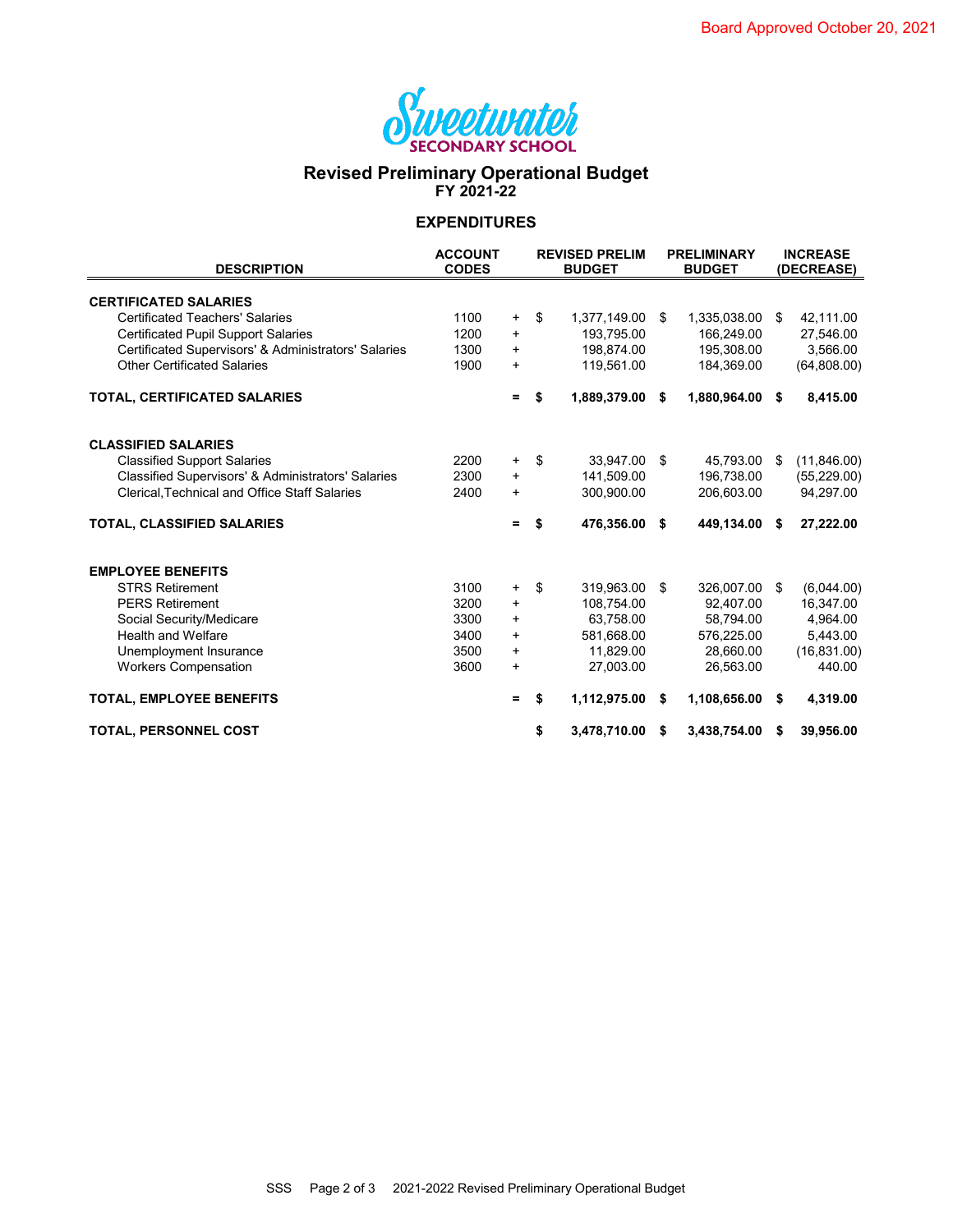Board Approved October 20, 2021

Sweetwater Secondary School

# Revised Preliminary Operational Budget

## FY 2021-22

### EXPENDITURES

| DESCRIPTION | ACCOUNT CODES | | REVISED PRELIM BUDGET | PRELIMINARY BUDGET | INCREASE (DECREASE) |
|---|---|---|---|---|---|
| **CERTIFICATED SALARIES** | | | | | |
| Certificated Teachers' Salaries | 1100 | + | $ 1,377,149.00 | $ 1,335,038.00 | $ 42,111.00 |
| Certificated Pupil Support Salaries | 1200 | + | 193,795.00 | 166,249.00 | 27,546.00 |
| Certificated Supervisors' & Administrators' Salaries | 1300 | + | 198,874.00 | 195,308.00 | 3,566.00 |
| Other Certificated Salaries | 1900 | + | 119,561.00 | 184,369.00 | (64,808.00) |
| **TOTAL, CERTIFICATED SALARIES** | | **=** | **$ 1,889,379.00** | **$ 1,880,964.00** | **$ 8,415.00** |
| **CLASSIFIED SALARIES** | | | | | |
| Classified Support Salaries | 2200 | + | $ 33,947.00 | $ 45,793.00 | $ (11,846.00) |
| Classified Supervisors' & Administrators' Salaries | 2300 | + | 141,509.00 | 196,738.00 | (55,229.00) |
| Clerical,Technical and Office Staff Salaries | 2400 | + | 300,900.00 | 206,603.00 | 94,297.00 |
| **TOTAL, CLASSIFIED SALARIES** | | **=** | **$ 476,356.00** | **$ 449,134.00** | **$ 27,222.00** |
| **EMPLOYEE BENEFITS** | | | | | |
| STRS Retirement | 3100 | + | $ 319,963.00 | $ 326,007.00 | $ (6,044.00) |
| PERS Retirement | 3200 | + | 108,754.00 | 92,407.00 | 16,347.00 |
| Social Security/Medicare | 3300 | + | 63,758.00 | 58,794.00 | 4,964.00 |
| Health and Welfare | 3400 | + | 581,668.00 | 576,225.00 | 5,443.00 |
| Unemployment Insurance | 3500 | + | 11,829.00 | 28,660.00 | (16,831.00) |
| Workers Compensation | 3600 | + | 27,003.00 | 26,563.00 | 440.00 |
| **TOTAL, EMPLOYEE BENEFITS** | | **=** | **$ 1,112,975.00** | **$ 1,108,656.00** | **$ 4,319.00** |
| **TOTAL, PERSONNEL COST** | | | **$ 3,478,710.00** | **$ 3,438,754.00** | **$ 39,956.00** |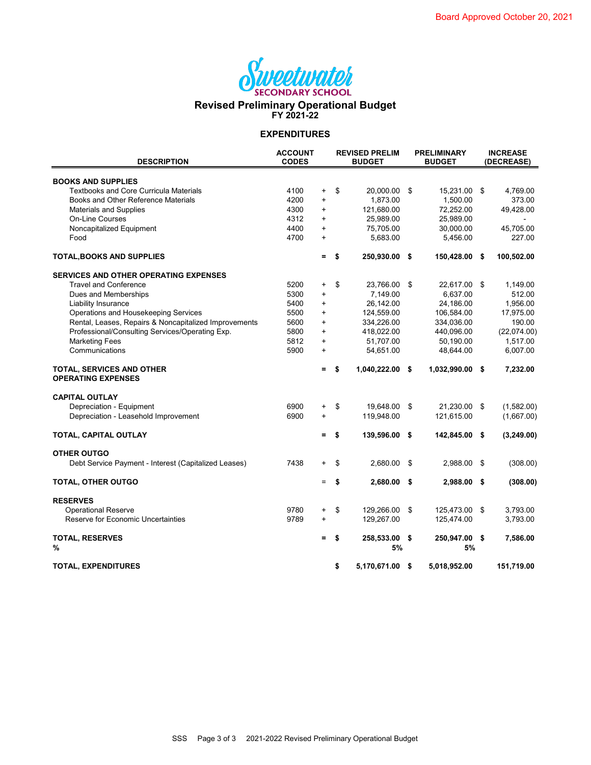Board Approved October 20, 2021

Sweetwater SECONDARY SCHOOL

# Revised Preliminary Operational Budget

## FY 2021-22

### EXPENDITURES

| DESCRIPTION | ACCOUNT CODES | | REVISED PRELIM BUDGET | PRELIMINARY BUDGET | INCREASE (DECREASE) |
|---|---|---|---|---|---|
| **BOOKS AND SUPPLIES** | | | | | |
| Textbooks and Core Curricula Materials | 4100 | + | $ 20,000.00 | $ 15,231.00 | $ 4,769.00 |
| Books and Other Reference Materials | 4200 | + | 1,873.00 | 1,500.00 | 373.00 |
| Materials and Supplies | 4300 | + | 121,680.00 | 72,252.00 | 49,428.00 |
| On-Line Courses | 4312 | + | 25,989.00 | 25,989.00 | - |
| Noncapitalized Equipment | 4400 | + | 75,705.00 | 30,000.00 | 45,705.00 |
| Food | 4700 | + | 5,683.00 | 5,456.00 | 227.00 |
| **TOTAL,BOOKS AND SUPPLIES** | | **=** | **$ 250,930.00** | **$ 150,428.00** | **$ 100,502.00** |
| **SERVICES AND OTHER OPERATING EXPENSES** | | | | | |
| Travel and Conference | 5200 | + | $ 23,766.00 | $ 22,617.00 | $ 1,149.00 |
| Dues and Memberships | 5300 | + | 7,149.00 | 6,637.00 | 512.00 |
| Liability Insurance | 5400 | + | 26,142.00 | 24,186.00 | 1,956.00 |
| Operations and Housekeeping Services | 5500 | + | 124,559.00 | 106,584.00 | 17,975.00 |
| Rental, Leases, Repairs & Noncapitalized Improvements | 5600 | + | 334,226.00 | 334,036.00 | 190.00 |
| Professional/Consulting Services/Operating Exp. | 5800 | + | 418,022.00 | 440,096.00 | (22,074.00) |
| Marketing Fees | 5812 | + | 51,707.00 | 50,190.00 | 1,517.00 |
| Communications | 5900 | + | 54,651.00 | 48,644.00 | 6,007.00 |
| **TOTAL, SERVICES AND OTHER OPERATING EXPENSES** | | **=** | **$ 1,040,222.00** | **$ 1,032,990.00** | **$ 7,232.00** |
| **CAPITAL OUTLAY** | | | | | |
| Depreciation - Equipment | 6900 | + | $ 19,648.00 | $ 21,230.00 | $ (1,582.00) |
| Depreciation - Leasehold Improvement | 6900 | + | 119,948.00 | 121,615.00 | (1,667.00) |
| **TOTAL, CAPITAL OUTLAY** | | **=** | **$ 139,596.00** | **$ 142,845.00** | **$ (3,249.00)** |
| **OTHER OUTGO** | | | | | |
| Debt Service Payment - Interest (Capitalized Leases) | 7438 | + | $ 2,680.00 | $ 2,988.00 | $ (308.00) |
| **TOTAL, OTHER OUTGO** | | = | **$ 2,680.00** | **$ 2,988.00** | **$ (308.00)** |
| **RESERVES** | | | | | |
| Operational Reserve | 9780 | + | $ 129,266.00 | $ 125,473.00 | $ 3,793.00 |
| Reserve for Economic Uncertainties | 9789 | + | 129,267.00 | 125,474.00 | 3,793.00 |
| **TOTAL, RESERVES** | | **=** | **$ 258,533.00** | **$ 250,947.00** | **$ 7,586.00** |
| **%** | | | **5%** | **5%** | |
| **TOTAL, EXPENDITURES** | | | **$ 5,170,671.00** | **$ 5,018,952.00** | **151,719.00** |